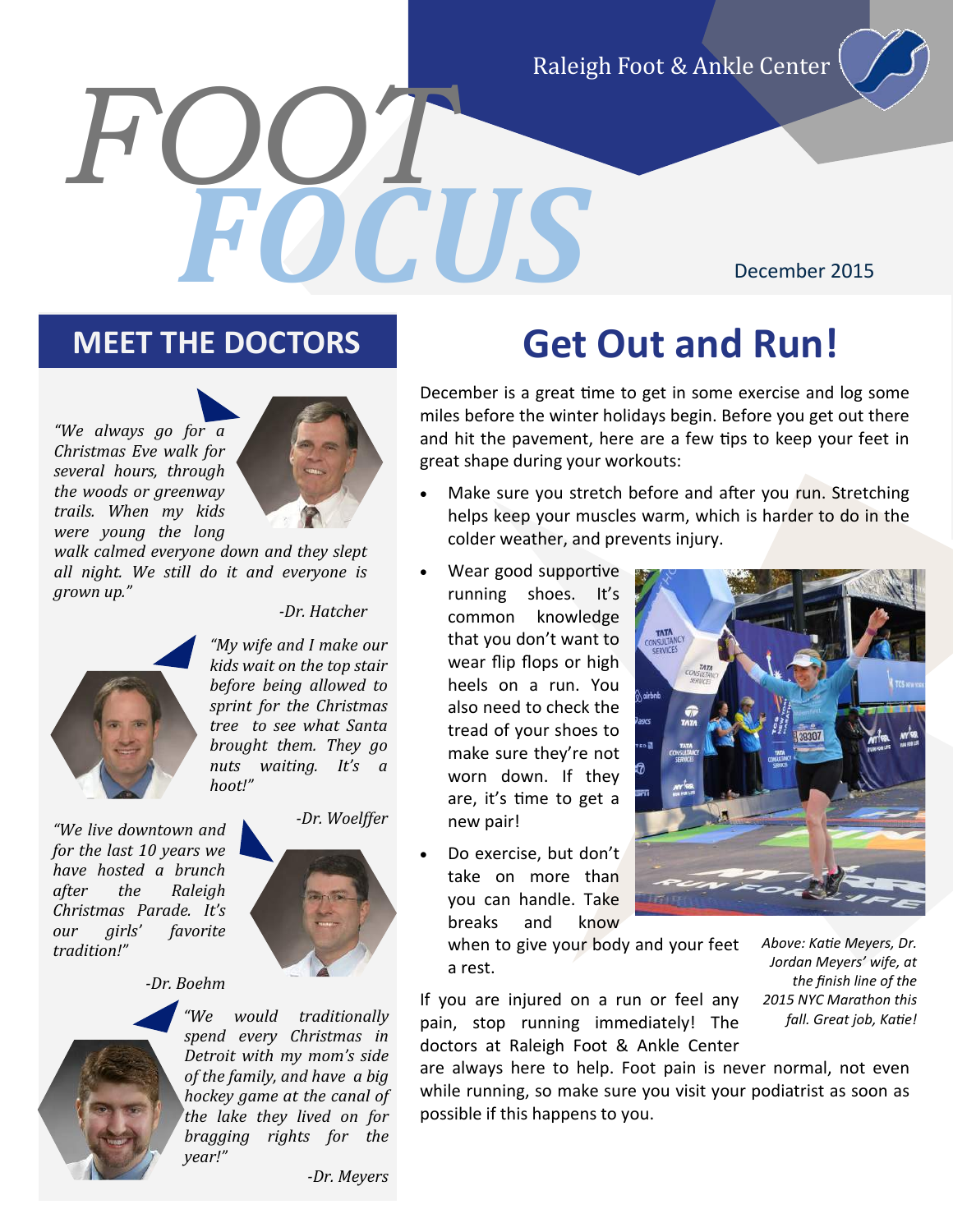Raleigh Foot & Ankle Center

# FOOT FOCUS

December 2015

## MEET THE DOCTORS

*"We always go for a Christmas Eve walk for several hours, through the woods or greenway trails. When my kids were young the long walk calmed everyone down and they slept all night. We still do it and everyone is grown up."*

*-Dr. Hatcher*

*"My wife and I make our kids wait on the top stair before being allowed to sprint for the Christmas tree to see what Santa brought them. They go nuts waiting. It's a hoot!"*

*-Dr. Woelffer*

*"We live downtown and for the last 10 years we have hosted a brunch after the Raleigh Christmas Parade. It's our girls' favorite tradition!"*

*-Dr. Boehm*

*"We would traditionally spend every Christmas in Detroit with my mom's side of the family, and have a big hockey game at the canal of the lake they lived on for bragging rights for the year!"*

*-Dr. Meyers*

## Get Out and Run!

December is a great time to get in some exercise and log some miles before the winter holidays begin. Before you get out there and hit the pavement, here are a few tips to keep your feet in great shape during your workouts:

- Make sure you stretch before and after you run. Stretching helps keep your muscles warm, which is harder to do in the colder weather, and prevents injury.
- Wear good supportive running shoes. It's common knowledge that you don't want to wear flip flops or high heels on a run. You also need to check the tread of your shoes to make sure they're not worn down. If they are, it's time to get a new pair!
- Do exercise, but don't take on more than you can handle. Take breaks and know when to give your body and your feet a rest.

*Above: Katie Meyers, Dr. Jordan Meyers' wife, at the finish line of the 2015 NYC Marathon this fall. Great job, Katie!*

If you are injured on a run or feel any pain, stop running immediately! The doctors at Raleigh Foot & Ankle Center are always here to help. Foot pain is never normal, not even while running, so make sure you visit your podiatrist as soon as possible if this happens to you.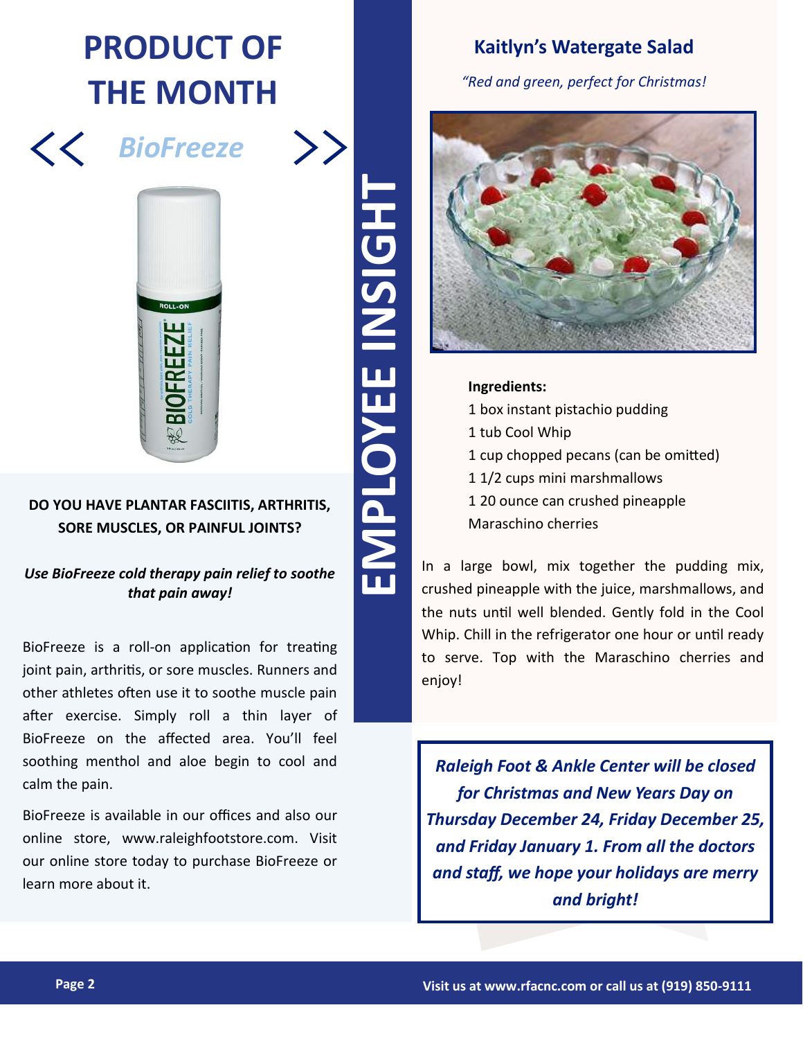# PRODUCT OF THE MONTH

## << *BioFreeze* >>

**DO YOU HAVE PLANTAR FASCIITIS, ARTHRITIS, SORE MUSCLES, OR PAINFUL JOINTS?**

***Use BioFreeze cold therapy pain relief to soothe that pain away!***

BioFreeze is a roll-on application for treating joint pain, arthritis, or sore muscles. Runners and other athletes often use it to soothe muscle pain after exercise. Simply roll a thin layer of BioFreeze on the affected area. You'll feel soothing menthol and aloe begin to cool and calm the pain.

BioFreeze is available in our offices and also our online store, www.raleighfootstore.com. Visit our online store today to purchase BioFreeze or learn more about it.

# EMPLOYEE INSIGHT

## Kaitlyn's Watergate Salad

*"Red and green, perfect for Christmas!*

**Ingredients:**

1 box instant pistachio pudding
1 tub Cool Whip
1 cup chopped pecans (can be omitted)
1 1/2 cups mini marshmallows
1 20 ounce can crushed pineapple
Maraschino cherries

In a large bowl, mix together the pudding mix, crushed pineapple with the juice, marshmallows, and the nuts until well blended. Gently fold in the Cool Whip. Chill in the refrigerator one hour or until ready to serve. Top with the Maraschino cherries and enjoy!

***Raleigh Foot & Ankle Center will be closed for Christmas and New Years Day on Thursday December 24, Friday December 25, and Friday January 1. From all the doctors and staff, we hope your holidays are merry and bright!***

Visit us at www.rfacnc.com or call us at (919) 850-9111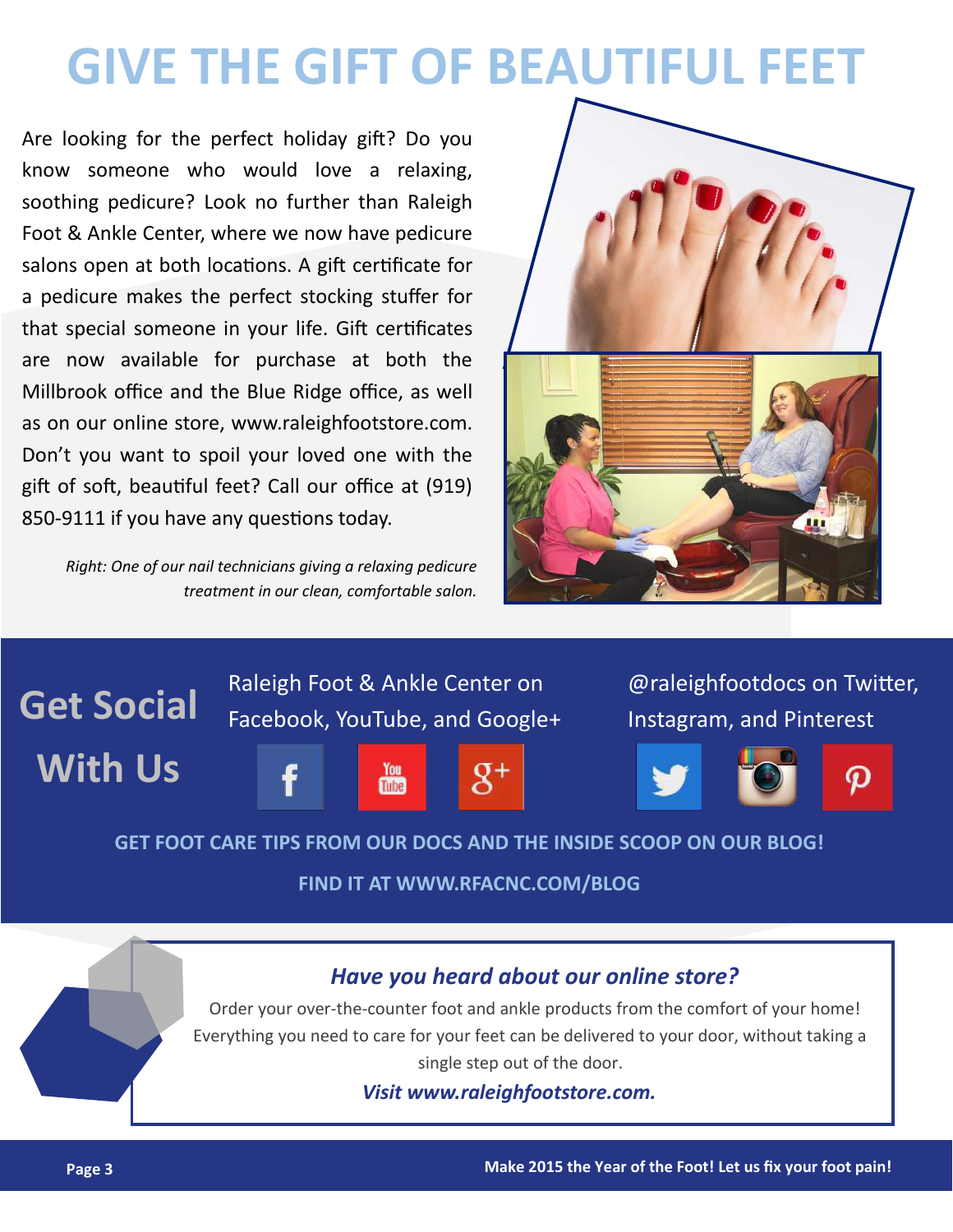# GIVE THE GIFT OF BEAUTIFUL FEET

Are looking for the perfect holiday gift? Do you know someone who would love a relaxing, soothing pedicure? Look no further than Raleigh Foot & Ankle Center, where we now have pedicure salons open at both locations. A gift certificate for a pedicure makes the perfect stocking stuffer for that special someone in your life. Gift certificates are now available for purchase at both the Millbrook office and the Blue Ridge office, as well as on our online store, www.raleighfootstore.com. Don't you want to spoil your loved one with the gift of soft, beautiful feet? Call our office at (919) 850-9111 if you have any questions today.

*Right: One of our nail technicians giving a relaxing pedicure treatment in our clean, comfortable salon.*

## Get Social With Us

Raleigh Foot & Ankle Center on Facebook, YouTube, and Google+

@raleighfootdocs on Twitter, Instagram, and Pinterest

**GET FOOT CARE TIPS FROM OUR DOCS AND THE INSIDE SCOOP ON OUR BLOG!**

**FIND IT AT WWW.RFACNC.COM/BLOG**

### *Have you heard about our online store?*

Order your over-the-counter foot and ankle products from the comfort of your home! Everything you need to care for your feet can be delivered to your door, without taking a single step out of the door.

***Visit www.raleighfootstore.com.***

**Make 2015 the Year of the Foot! Let us fix your foot pain!**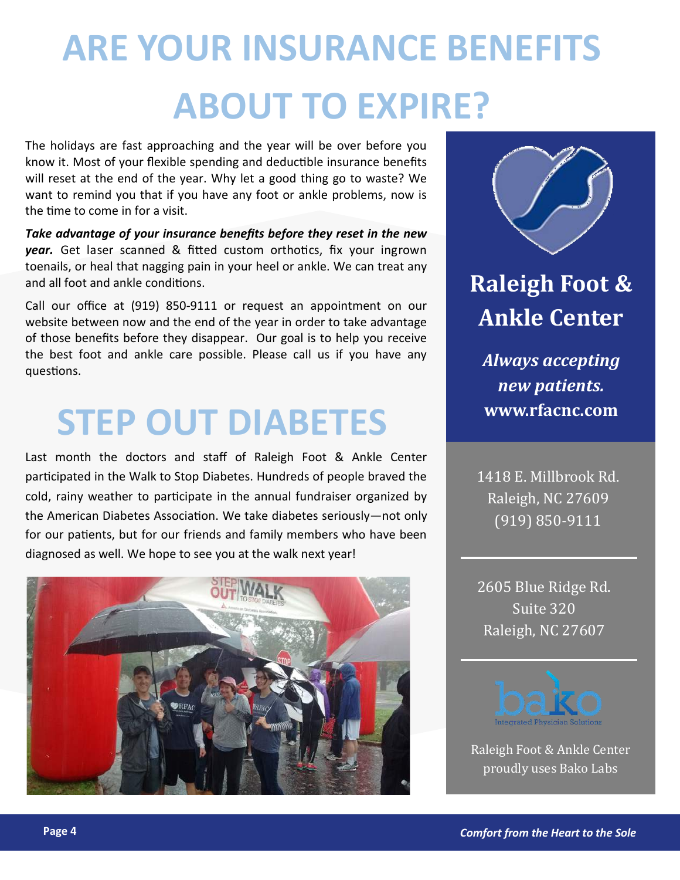# ARE YOUR INSURANCE BENEFITS ABOUT TO EXPIRE?

The holidays are fast approaching and the year will be over before you know it. Most of your flexible spending and deductible insurance benefits will reset at the end of the year. Why let a good thing go to waste? We want to remind you that if you have any foot or ankle problems, now is the time to come in for a visit.

***Take advantage of your insurance benefits before they reset in the new year.*** Get laser scanned & fitted custom orthotics, fix your ingrown toenails, or heal that nagging pain in your heel or ankle. We can treat any and all foot and ankle conditions.

Call our office at (919) 850-9111 or request an appointment on our website between now and the end of the year in order to take advantage of those benefits before they disappear. Our goal is to help you receive the best foot and ankle care possible. Please call us if you have any questions.

# STEP OUT DIABETES

Last month the doctors and staff of Raleigh Foot & Ankle Center participated in the Walk to Stop Diabetes. Hundreds of people braved the cold, rainy weather to participate in the annual fundraiser organized by the American Diabetes Association. We take diabetes seriously—not only for our patients, but for our friends and family members who have been diagnosed as well. We hope to see you at the walk next year!

## Raleigh Foot & Ankle Center

***Always accepting new patients.***

**www.rfacnc.com**

1418 E. Millbrook Rd.
Raleigh, NC 27609
(919) 850-9111

2605 Blue Ridge Rd.
Suite 320
Raleigh, NC 27607

bako
Integrated Physician Solutions

Raleigh Foot & Ankle Center proudly uses Bako Labs

*Comfort from the Heart to the Sole*